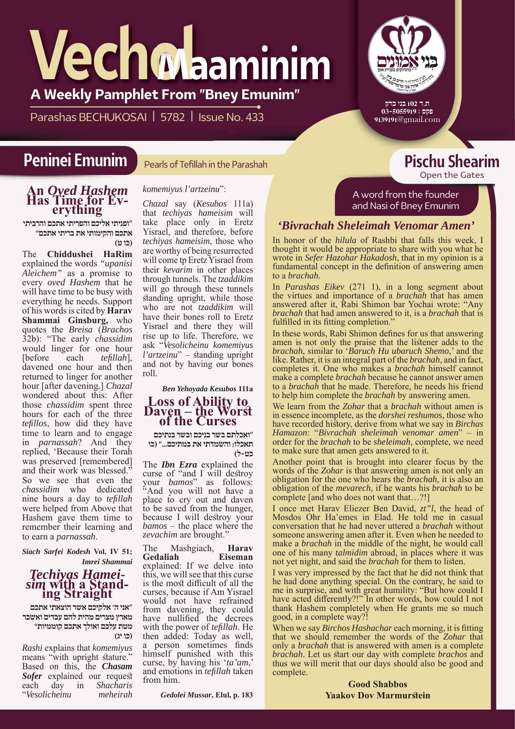# Vechol Maaminim

## A Weekly Pamphlet From "Bney Emunim"

Parashas BECHUKOSAI | 5782 | Issue No. 433

ת.ד 102 בני ברק
פקס: 03-5055919
9139191@gmail.com

# Peninei Emunim

Pearls of Tefillah in the Parashah

### An *Oved Hashem* Has Time for Everything

**"ופניתי אליכם והפריתי אתכם והרביתי אתכם והקימותי את בריתי אתכם" (כו ט)**

The **Chiddushei HaRim** explained the words *"upanisi Aleichem"* as a promise to every *oved Hashem* that he will have time to be busy with everything he needs. Support of his words is cited by **Harav Shammai Ginsburg,** who quotes the *Breisa* (*Brachos* 32b): "The early *chassidim* would linger for one hour [before each *tefillah*], davened one hour and then returned to linger for another hour [after davening.] *Chazal* wondered about this: After those *chassidim* spent three hours for each of the three *tefillos*, how did they have time to learn and to engage in *parnassah*? And they replied, 'Because their Torah was preserved [remembered] and their work was blessed.'" So we see that even the *chassidim* who dedicated nine hours a day to *tefillah* were helped from Above that Hashem gave them time to remember their learning and to earn a *parnassah*.

***Siach Sarfei Kodesh* Vol. IV 51; *Imrei Shammai***

### *Techiyas Hameisim* with a Standing Straight

**"אני ה' אלקיכם אשר הוצאתי אתכם מארץ מצרים מהית להם עבדים ואשבר מטת עלכם ואולך אתכם קוממיות" (כו יג)**

*Rashi* explains that *komemiyus* means "with upright stature." Based on this, the ***Chasam Sofer*** explained our request each day in *Shacharis* "*Vesolicheinu meheirah komemiyus l'artzeinu*":

*Chazal* say (*Kesubos* 111a) that *techiyas hameisim* will take place only in Eretz Yisrael, and therefore, before *techiyas hameisim*, those who are worthy of being resurrected will come tp Eretz Yisrael from their *kevarim* in other places through tunnels. The *tzaddikim* will go through these tunnels standing upright, while those who are not *tzaddikim* will have their bones roll to Eretz Yisrael and there they will rise up to life. Therefore, we ask "*Vesolicheinu komemiyus l'artzeinu*" – standing upright and not by having our bones roll.

***Ben Yehoyada Kesubos* 111a**

### Loss of Ability to Daven – the Worst of the Curses

**"ואכלתם בשר בניכם ובשר בנתיכם תאכלו; והשמדתי את במתיכם..." (כו כט-ל)**

The ***Ibn Ezra*** explained the curse of "and I will destroy your *bamos*" as follows: "And you will not have a place to cry out and daven to be saved from the hunger, because I will destroy your *bamos* – the place where the *zevachim* are brought."

The Mashgiach, **Harav Gedaliah Eiseman** explained: If we delve into this, we will see that this curse is the most difficult of all the curses, because if Am Yisrael would not have refrained from davening, they could have nullified the decrees with the power of *tefillah*. He then added: Today as well, a person sometimes finds himself punished with this curse, by having his '*ta'am*,' and emotions in *tefillah* taken from him.

***Gedolei Mussar*, Elul, p. 183**

# Pischu Shearim

Open the Gates

A word from the founder and Nasi of Bney Emunim

### *'Bivrachah Sheleimah Venomar Amen'*

In honor of the *hilula* of Rashbi that falls this week, I thought it would be appropriate to share with you what he wrote in *Sefer Hazohar Hakadosh*, that in my opinion is a fundamental concept in the definition of answering amen to a *brachah*.

In *Parashas Eikev* (271 1), in a long segment about the virtues and importance of a *brachah* that has amen answered after it, Rabi Shimon bar Yochai wrote: "Any *brachah* that had amen answered to it, is a *brachah* that is fulfilled in its fitting completion."

In these words, Rabi Shimon defines for us that answering amen is not only the praise that the listener adds to the *brachah*, similar to '*Baruch Hu ubaruch Shemo*,' and the like. Rather, it is an integral part of the *brachah*, and in fact, completes it. One who makes a *brachah* himself cannot make a complete *brachah* because he cannot answer amen to a *brachah* that he made. Therefore, he needs his friend to help him complete the *brachah* by answering amen.

We learn from the *Zohar* that a *brachah* without amen is in essence incomplete, as the *dorshei reshumos,* those who have recorded history, derive from what we say in *Birchas Hamazon*: "*Bivrachah sheleimah venomar amen*" – in order for the *brachah* to be *sheleimah*, complete, we need to make sure that amen gets answered to it.

Another point that is brought into clearer focus by the words of the *Zohar* is that answering amen is not only an obligation for the one who hears the *brachah*, it is also an obligation of the *mevarech*, if he wants his *brachah* to be complete [and who does not want that…?!]

I once met Harav Eliezer Ben David, *zt"l*, the head of Mosdos Ohr Ha'emes in Elad. He told me in casual conversation that he had never uttered a *brachah* without someone answering amen after it. Even when he needed to make a *brachah* in the middle of the night, he would call one of his many *talmidim* abroad, in places where it was not yet night, and said the *brachah* for them to listen.

I was very impressed by the fact that he did not think that he had done anything special. On the contrary, he said to me in surprise, and with great humility: "But how could I have acted differently?!" In other words, how could I not thank Hashem completely when He grants me so much good, in a complete way?!

When we say *Birchos Hashachar* each morning, it is fitting that we should remember the words of the *Zohar* that only a *brachah* that is answered with amen is a complete *brachah*. Let us start our day with complete *brachos* and thus we will merit that our days should also be good and complete.

**Good Shabbos**
**Yaakov Dov Marmurstein**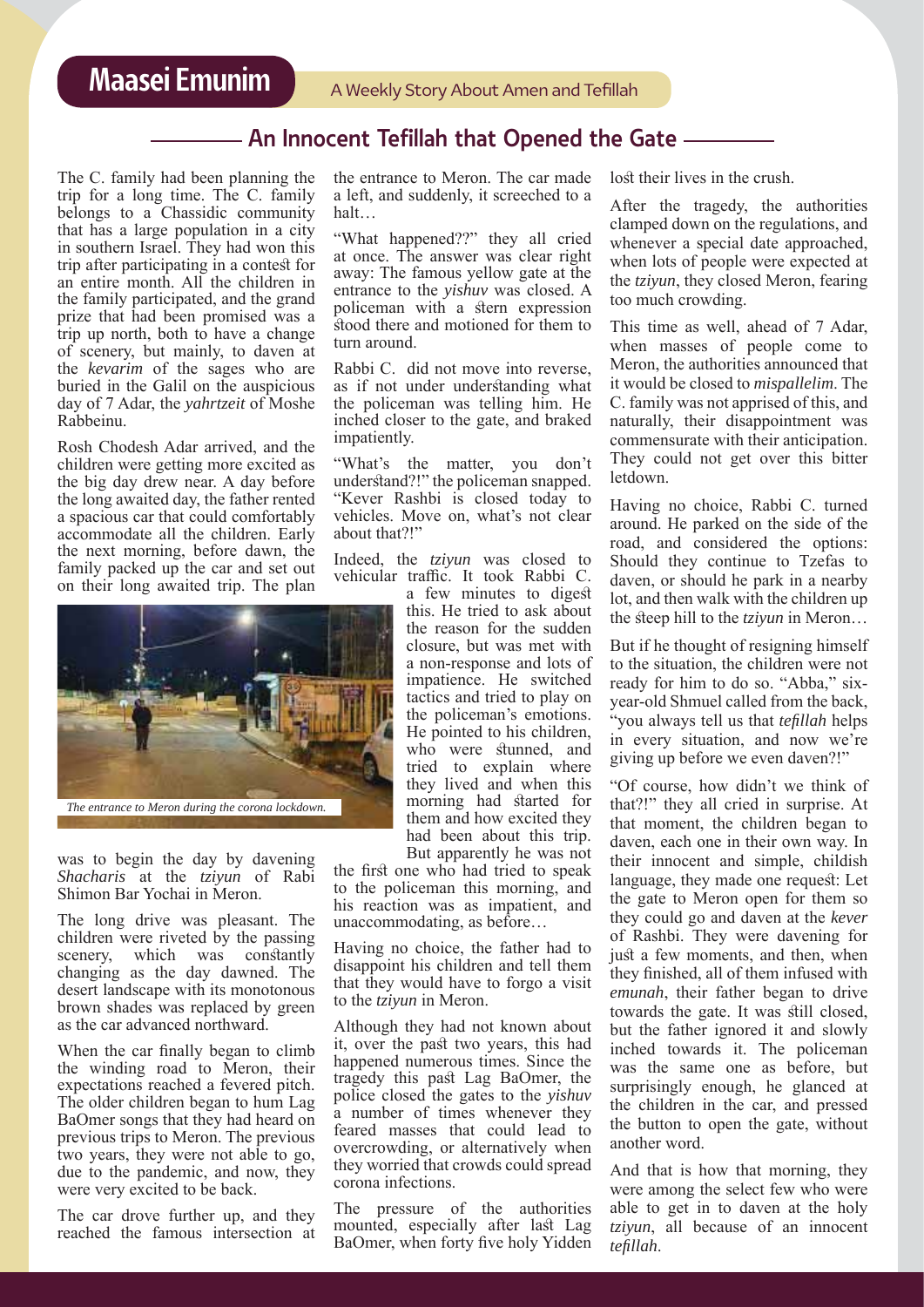# Maasei Emunim

A Weekly Story About Amen and Tefillah

## An Innocent Tefillah that Opened the Gate

The C. family had been planning the trip for a long time. The C. family belongs to a Chassidic community that has a large population in a city in southern Israel. They had won this trip after participating in a contest for an entire month. All the children in the family participated, and the grand prize that had been promised was a trip up north, both to have a change of scenery, but mainly, to daven at the *kevarim* of the sages who are buried in the Galil on the auspicious day of 7 Adar, the *yahrtzeit* of Moshe Rabbeinu.

Rosh Chodesh Adar arrived, and the children were getting more excited as the big day drew near. A day before the long awaited day, the father rented a spacious car that could comfortably accommodate all the children. Early the next morning, before dawn, the family packed up the car and set out on their long awaited trip. The plan was to begin the day by davening *Shacharis* at the *tziyun* of Rabi Shimon Bar Yochai in Meron.

The long drive was pleasant. The children were riveted by the passing scenery, which was constantly changing as the day dawned. The desert landscape with its monotonous brown shades was replaced by green as the car advanced northward.

When the car finally began to climb the winding road to Meron, their expectations reached a fevered pitch. The older children began to hum Lag BaOmer songs that they had heard on previous trips to Meron. The previous two years, they were not able to go, due to the pandemic, and now, they were very excited to be back.

The car drove further up, and they reached the famous intersection at the entrance to Meron. The car made a left, and suddenly, it screeched to a halt…

"What happened??" they all cried at once. The answer was clear right away: The famous yellow gate at the entrance to the *yishuv* was closed. A policeman with a stern expression stood there and motioned for them to turn around.

Rabbi C. did not move into reverse, as if not under understanding what the policeman was telling him. He inched closer to the gate, and braked impatiently.

"What's the matter, you don't understand?!" the policeman snapped. "Kever Rashbi is closed today to vehicles. Move on, what's not clear about that?!"

Indeed, the *tziyun* was closed to vehicular traffic. It took Rabbi C. a few minutes to digest this. He tried to ask about the reason for the sudden closure, but was met with a non-response and lots of impatience. He switched tactics and tried to play on the policeman's emotions. He pointed to his children, who were stunned, and tried to explain where they lived and when this morning had started for them and how excited they had been about this trip. But apparently he was not the first one who had tried to speak to the policeman this morning, and his reaction was as impatient, and unaccommodating, as before…

*The entrance to Meron during the corona lockdown.*

Having no choice, the father had to disappoint his children and tell them that they would have to forgo a visit to the *tziyun* in Meron.

Although they had not known about it, over the past two years, this had happened numerous times. Since the tragedy this past Lag BaOmer, the police closed the gates to the *yishuv* a number of times whenever they feared masses that could lead to overcrowding, or alternatively when they worried that crowds could spread corona infections.

The pressure of the authorities mounted, especially after last Lag BaOmer, when forty five holy Yidden lost their lives in the crush.

After the tragedy, the authorities clamped down on the regulations, and whenever a special date approached, when lots of people were expected at the *tziyun*, they closed Meron, fearing too much crowding.

This time as well, ahead of 7 Adar, when masses of people come to Meron, the authorities announced that it would be closed to *mispallelim*. The C. family was not apprised of this, and naturally, their disappointment was commensurate with their anticipation. They could not get over this bitter letdown.

Having no choice, Rabbi C. turned around. He parked on the side of the road, and considered the options: Should they continue to Tzefas to daven, or should he park in a nearby lot, and then walk with the children up the steep hill to the *tziyun* in Meron…

But if he thought of resigning himself to the situation, the children were not ready for him to do so. "Abba," six-year-old Shmuel called from the back, "you always tell us that *tefillah* helps in every situation, and now we're giving up before we even daven?!"

"Of course, how didn't we think of that?!" they all cried in surprise. At that moment, the children began to daven, each one in their own way. In their innocent and simple, childish language, they made one request: Let the gate to Meron open for them so they could go and daven at the *kever* of Rashbi. They were davening for just a few moments, and then, when they finished, all of them infused with *emunah*, their father began to drive towards the gate. It was still closed, but the father ignored it and slowly inched towards it. The policeman was the same one as before, but surprisingly enough, he glanced at the children in the car, and pressed the button to open the gate, without another word.

And that is how that morning, they were among the select few who were able to get in to daven at the holy *tziyun*, all because of an innocent *tefillah*.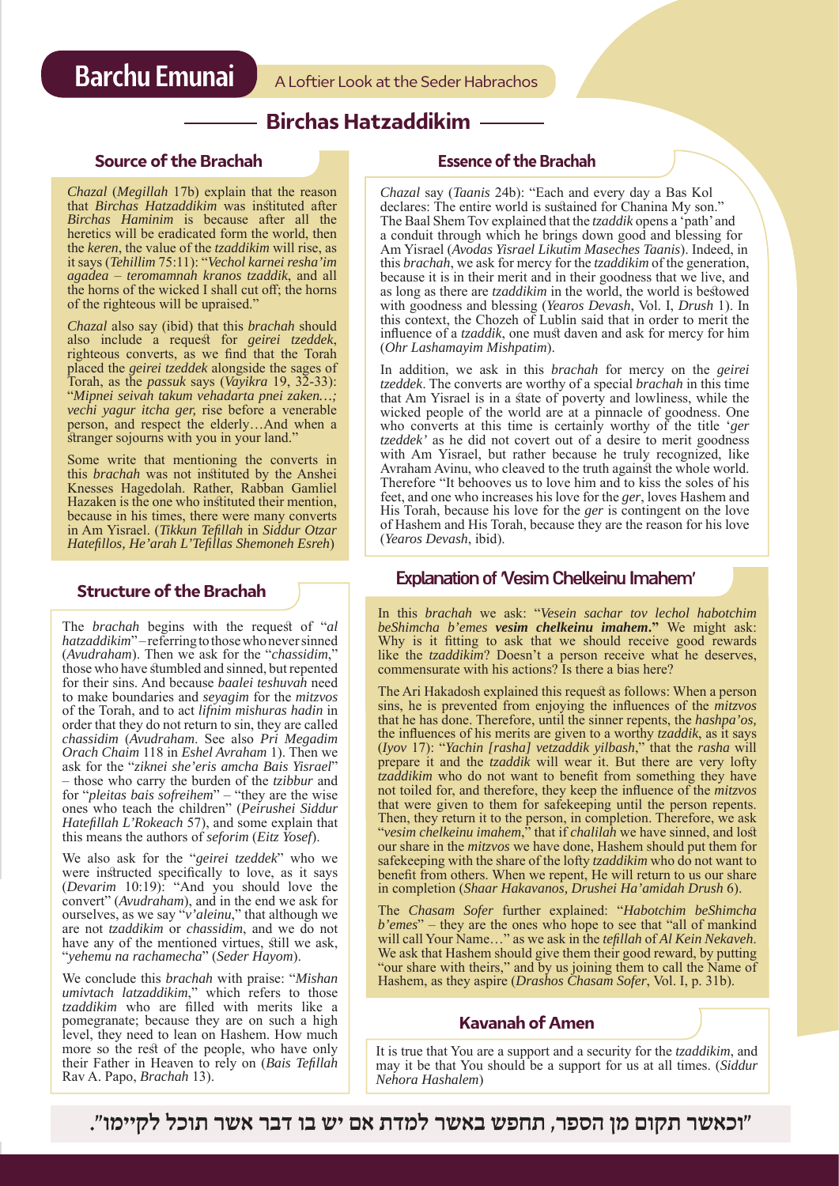# Barchu Emunai

A Loftier Look at the Seder Habrachos

## Birchas Hatzaddikim

### Source of the Brachah

*Chazal* (*Megillah* 17b) explain that the reason that *Birchas Hatzaddikim* was instituted after *Birchas Haminim* is because after all the heretics will be eradicated form the world, then the *keren*, the value of the *tzaddikim* will rise, as it says (*Tehillim* 75:11): "*Vechol karnei resha'im agadea – teromamnah kranos tzaddik*, and all the horns of the wicked I shall cut off; the horns of the righteous will be upraised."

*Chazal* also say (ibid) that this *brachah* should also include a request for *geirei tzeddek*, righteous converts, as we find that the Torah placed the *geirei tzeddek* alongside the sages of Torah, as the *passuk* says (*Vayikra* 19, 32-33): "*Mipnei seivah takum vehadarta pnei zaken…; vechi yagur itcha ger,* rise before a venerable person, and respect the elderly…And when a stranger sojourns with you in your land."

Some write that mentioning the converts in this *brachah* was not instituted by the Anshei Knesses Hagedolah. Rather, Rabban Gamliel Hazaken is the one who instituted their mention, because in his times, there were many converts in Am Yisrael. (*Tikkun Tefillah* in *Siddur Otzar Hatefillos, He'arah L'Tefillas Shemoneh Esreh*)

### Structure of the Brachah

The *brachah* begins with the request of "*al hatzaddikim*" –referring to those who never sinned (*Avudraham*). Then we ask for the "*chassidim*," those who have stumbled and sinned, but repented for their sins. And because *baalei teshuvah* need to make boundaries and *seyagim* for the *mitzvos* of the Torah, and to act *lifnim mishuras hadin* in order that they do not return to sin, they are called *chassidim* (*Avudraham*. See also *Pri Megadim Orach Chaim* 118 in *Eshel Avraham* 1). Then we ask for the "*ziknei she'eris amcha Bais Yisrael*" – those who carry the burden of the *tzibbur* and for "*pleitas bais sofreihem*" – "they are the wise ones who teach the children" (*Peirushei Siddur Hatefillah L'Rokeach* 57), and some explain that this means the authors of *seforim* (*Eitz Yosef*).

We also ask for the "*geirei tzeddek*" who we were instructed specifically to love, as it says (*Devarim* 10:19): "And you should love the convert" (*Avudraham*), and in the end we ask for ourselves, as we say "*v'aleinu*," that although we are not *tzaddikim* or *chassidim*, and we do not have any of the mentioned virtues, still we ask, "*yehemu na rachamecha*" (*Seder Hayom*).

We conclude this *brachah* with praise: "*Mishan umivtach latzaddikim*," which refers to those *tzaddikim* who are filled with merits like a pomegranate; because they are on such a high level, they need to lean on Hashem. How much more so the rest of the people, who have only their Father in Heaven to rely on (*Bais Tefillah* Rav A. Papo, *Brachah* 13).

### Essence of the Brachah

*Chazal* say (*Taanis* 24b): "Each and every day a Bas Kol declares: The entire world is sustained for Chanina My son." The Baal Shem Tov explained that the *tzaddik* opens a 'path' and a conduit through which he brings down good and blessing for Am Yisrael (*Avodas Yisrael Likutim Maseches Taanis*). Indeed, in this *brachah*, we ask for mercy for the *tzaddikim* of the generation, because it is in their merit and in their goodness that we live, and as long as there are *tzaddikim* in the world, the world is bestowed with goodness and blessing (*Yearos Devash*, Vol. I, *Drush* 1). In this context, the Chozeh of Lublin said that in order to merit the influence of a *tzaddik*, one must daven and ask for mercy for him (*Ohr Lashamayim Mishpatim*).

In addition, we ask in this *brachah* for mercy on the *geirei tzeddek*. The converts are worthy of a special *brachah* in this time that Am Yisrael is in a state of poverty and lowliness, while the wicked people of the world are at a pinnacle of goodness. One who converts at this time is certainly worthy of the title '*ger tzeddek'* as he did not covert out of a desire to merit goodness with Am Yisrael, but rather because he truly recognized, like Avraham Avinu, who cleaved to the truth against the whole world. Therefore "It behooves us to love him and to kiss the soles of his feet, and one who increases his love for the *ger*, loves Hashem and His Torah, because his love for the *ger* is contingent on the love of Hashem and His Torah, because they are the reason for his love (*Yearos Devash*, ibid).

### Explanation of 'Vesim Chelkeinu Imahem'

In this *brachah* we ask: "*Vesein sachar tov lechol habotchim beShimcha b'emes* ***vesim chelkeinu imahem*****.**" We might ask: Why is it fitting to ask that we should receive good rewards like the *tzaddikim*? Doesn't a person receive what he deserves, commensurate with his actions? Is there a bias here?

The Ari Hakadosh explained this request as follows: When a person sins, he is prevented from enjoying the influences of the *mitzvos* that he has done. Therefore, until the sinner repents, the *hashpa'os,* the influences of his merits are given to a worthy *tzaddik*, as it says (*Iyov* 17): "*Yachin [rasha] vetzaddik yilbash*," that the *rasha* will prepare it and the *tzaddik* will wear it. But there are very lofty *tzaddikim* who do not want to benefit from something they have not toiled for, and therefore, they keep the influence of the *mitzvos* that were given to them for safekeeping until the person repents. Then, they return it to the person, in completion. Therefore, we ask "*vesim chelkeinu imahem*," that if *chalilah* we have sinned, and lost our share in the *mitzvos* we have done, Hashem should put them for safekeeping with the share of the lofty *tzaddikim* who do not want to benefit from others. When we repent, He will return to us our share in completion (*Shaar Hakavanos, Drushei Ha'amidah Drush* 6).

The *Chasam Sofer* further explained: "*Habotchim beShimcha b'emes*" – they are the ones who hope to see that "all of mankind will call Your Name…" as we ask in the *tefillah* of *Al Kein Nekaveh*. We ask that Hashem should give them their good reward, by putting "our share with theirs," and by us joining them to call the Name of Hashem, as they aspire (*Drashos Chasam Sofer*, Vol. I, p. 31b).

### Kavanah of Amen

It is true that You are a support and a security for the *tzaddikim*, and may it be that You should be a support for us at all times. (*Siddur Nehora Hashalem*)

"וכאשר תקום מן הספר, תחפש באשר למדת אם יש בו דבר אשר תוכל לקיימו".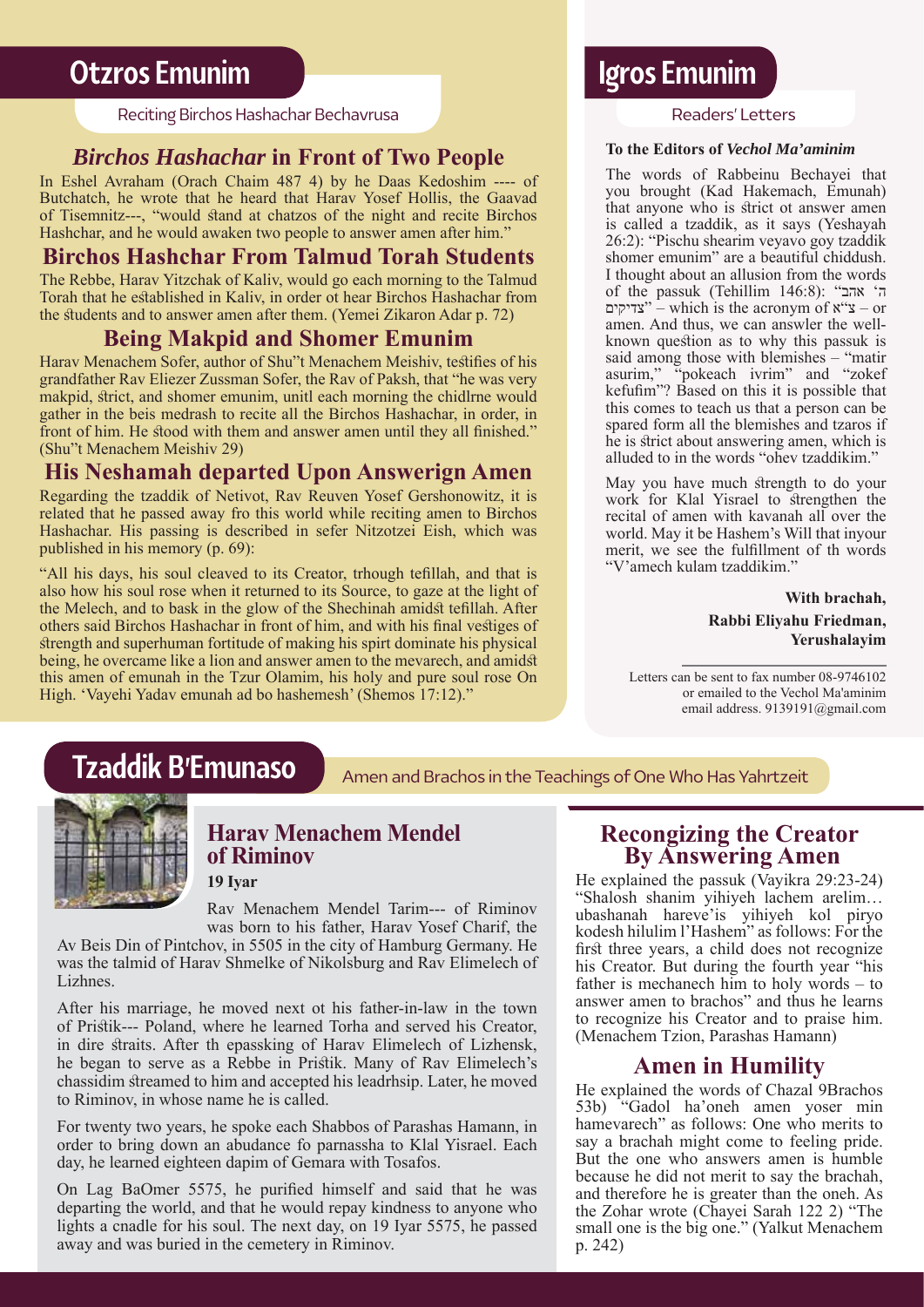# Otzros Emunim

Reciting Birchos Hashachar Bechavrusa

## *Birchos Hashachar* in Front of Two People

In Eshel Avraham (Orach Chaim 487 4) by he Daas Kedoshim ---- of Butchatch, he wrote that he heard that Harav Yosef Hollis, the Gaavad of Tisemnitz---, "would stand at chatzos of the night and recite Birchos Hashchar, and he would awaken two people to answer amen after him."

## Birchos Hashchar From Talmud Torah Students

The Rebbe, Harav Yitzchak of Kaliv, would go each morning to the Talmud Torah that he established in Kaliv, in order ot hear Birchos Hashachar from the students and to answer amen after them. (Yemei Zikaron Adar p. 72)

## Being Makpid and Shomer Emunim

Harav Menachem Sofer, author of Shu"t Menachem Meishiv, testifies of his grandfather Rav Eliezer Zussman Sofer, the Rav of Paksh, that "he was very makpid, strict, and shomer emunim, unitl each morning the chidlrne would gather in the beis medrash to recite all the Birchos Hashachar, in order, in front of him. He stood with them and answer amen until they all finished." (Shu"t Menachem Meishiv 29)

## His Neshamah departed Upon Answerign Amen

Regarding the tzaddik of Netivot, Rav Reuven Yosef Gershonowitz, it is related that he passed away fro this world while reciting amen to Birchos Hashachar. His passing is described in sefer Nitzotzei Eish, which was published in his memory (p. 69):

"All his days, his soul cleaved to its Creator, trhough tefillah, and that is also how his soul rose when it returned to its Source, to gaze at the light of the Melech, and to bask in the glow of the Shechinah amidst tefillah. After others said Birchos Hashachar in front of him, and with his final vestiges of strength and superhuman fortitude of making his spirt dominate his physical being, he overcame like a lion and answer amen to the mevarech, and amidst this amen of emunah in the Tzur Olamim, his holy and pure soul rose On High. 'Vayehi Yadav emunah ad bo hashemesh' (Shemos 17:12)."

# Igros Emunim

Readers' Letters

**To the Editors of *Vechol Ma'aminim***

The words of Rabbeinu Bechayei that you brought (Kad Hakemach, Emunah) that anyone who is strict ot answer amen is called a tzaddik, as it says (Yeshayah 26:2): "Pischu shearim veyavo goy tzaddik shomer emunim" are a beautiful chiddush. I thought about an allusion from the words of the passuk (Tehillim 146:8): "ה' אהב צדיקים" – which is the acronym of צ"א – or amen. And thus, we can answler the well-known question as to why this passuk is said among those with blemishes – "matir asurim," "pokeach ivrim" and "zokef kefufim"? Based on this it is possible that this comes to teach us that a person can be spared form all the blemishes and tzaros if he is strict about answering amen, which is alluded to in the words "ohev tzaddikim."

May you have much strength to do your work for Klal Yisrael to strengthen the recital of amen with kavanah all over the world. May it be Hashem's Will that inyour merit, we see the fulfillment of th words "V'amech kulam tzaddikim."

**With brachah,**
**Rabbi Eliyahu Friedman,**
**Yerushalayim**

Letters can be sent to fax number 08-9746102 or emailed to the Vechol Ma'aminim email address. 9139191@gmail.com

# Tzaddik B'Emunaso

Amen and Brachos in the Teachings of One Who Has Yahrtzeit

## Harav Menachem Mendel of Riminov

**19 Iyar**

Rav Menachem Mendel Tarim--- of Riminov was born to his father, Harav Yosef Charif, the Av Beis Din of Pintchov, in 5505 in the city of Hamburg Germany. He was the talmid of Harav Shmelke of Nikolsburg and Rav Elimelech of Lizhnes.

After his marriage, he moved next ot his father-in-law in the town of Pristik--- Poland, where he learned Torha and served his Creator, in dire straits. After th epassking of Harav Elimelech of Lizhensk, he began to serve as a Rebbe in Pristik. Many of Rav Elimelech's chassidim streamed to him and accepted his leadrhsip. Later, he moved to Riminov, in whose name he is called.

For twenty two years, he spoke each Shabbos of Parashas Hamann, in order to bring down an abudance fo parnassha to Klal Yisrael. Each day, he learned eighteen dapim of Gemara with Tosafos.

On Lag BaOmer 5575, he purified himself and said that he was departing the world, and that he would repay kindness to anyone who lights a cnadle for his soul. The next day, on 19 Iyar 5575, he passed away and was buried in the cemetery in Riminov.

## Recongizing the Creator By Answering Amen

He explained the passuk (Vayikra 29:23-24) "Shalosh shanim yihiyeh lachem arelim… ubashanah hareve'is yihiyeh kol piryo kodesh hilulim l'Hashem" as follows: For the first three years, a child does not recognize his Creator. But during the fourth year "his father is mechanech him to holy words – to answer amen to brachos" and thus he learns to recognize his Creator and to praise him. (Menachem Tzion, Parashas Hamann)

## Amen in Humility

He explained the words of Chazal 9Brachos 53b) "Gadol ha'oneh amen yoser min hamevarech" as follows: One who merits to say a brachah might come to feeling pride. But the one who answers amen is humble because he did not merit to say the brachah, and therefore he is greater than the oneh. As the Zohar wrote (Chayei Sarah 122 2) "The small one is the big one." (Yalkut Menachem p. 242)